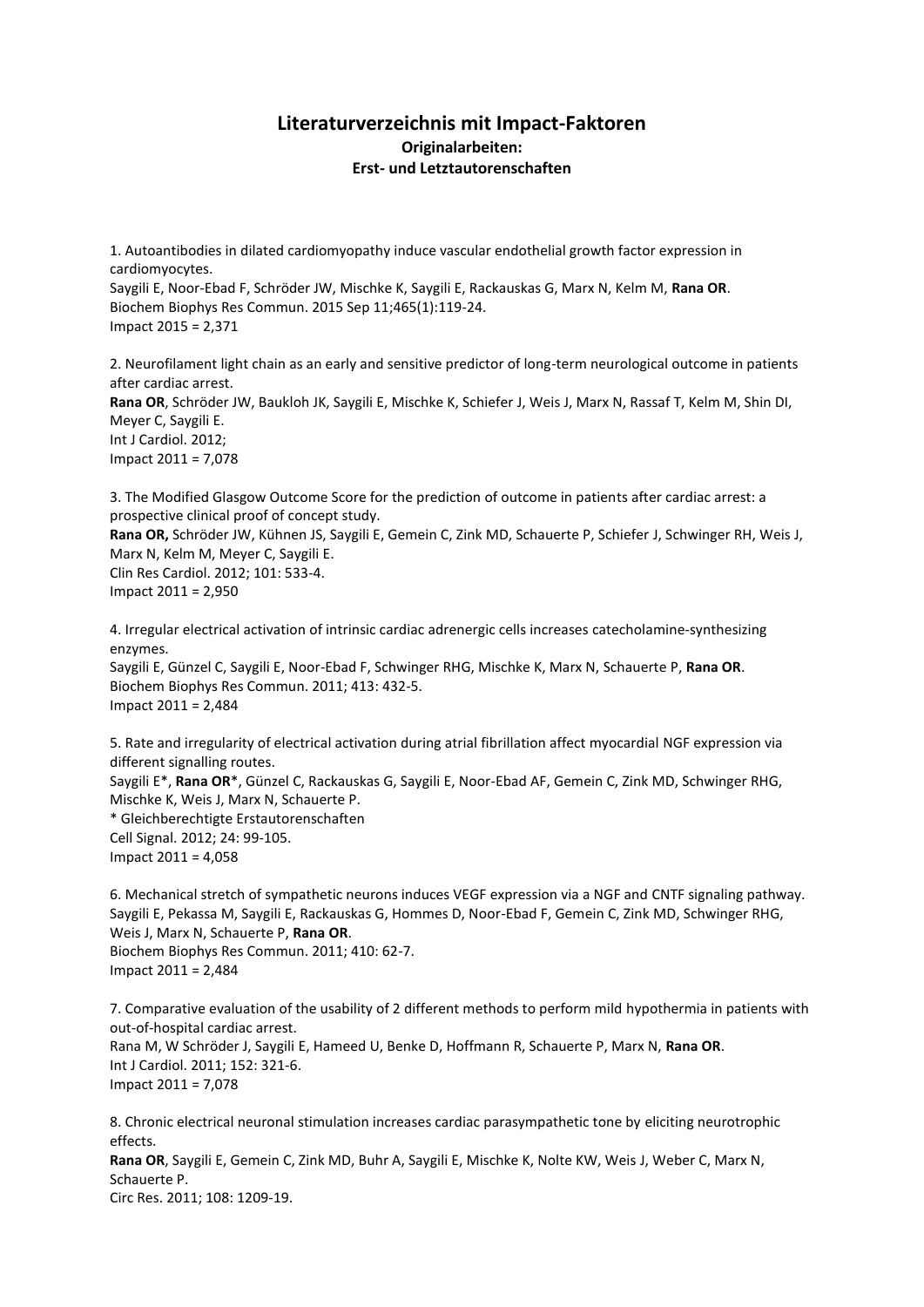# Literaturverzeichnis mit Impact-Faktoren

## Originalarbeiten:

### Erst- und Letztautorenschaften

1. Autoantibodies in dilated cardiomyopathy induce vascular endothelial growth factor expression in cardiomyocytes.
Saygili E, Noor-Ebad F, Schröder JW, Mischke K, Saygili E, Rackauskas G, Marx N, Kelm M, **Rana OR**.
Biochem Biophys Res Commun. 2015 Sep 11;465(1):119-24.
Impact 2015 = 2,371

2. Neurofilament light chain as an early and sensitive predictor of long-term neurological outcome in patients after cardiac arrest.
**Rana OR**, Schröder JW, Baukloh JK, Saygili E, Mischke K, Schiefer J, Weis J, Marx N, Rassaf T, Kelm M, Shin DI, Meyer C, Saygili E.
Int J Cardiol. 2012;
Impact 2011 = 7,078

3. The Modified Glasgow Outcome Score for the prediction of outcome in patients after cardiac arrest: a prospective clinical proof of concept study.
**Rana OR,** Schröder JW, Kühnen JS, Saygili E, Gemein C, Zink MD, Schauerte P, Schiefer J, Schwinger RH, Weis J, Marx N, Kelm M, Meyer C, Saygili E.
Clin Res Cardiol. 2012; 101: 533-4.
Impact 2011 = 2,950

4. Irregular electrical activation of intrinsic cardiac adrenergic cells increases catecholamine-synthesizing enzymes.
Saygili E, Günzel C, Saygili E, Noor-Ebad F, Schwinger RHG, Mischke K, Marx N, Schauerte P, **Rana OR**.
Biochem Biophys Res Commun. 2011; 413: 432-5.
Impact 2011 = 2,484

5. Rate and irregularity of electrical activation during atrial fibrillation affect myocardial NGF expression via different signalling routes.
Saygili E*, **Rana OR***, Günzel C, Rackauskas G, Saygili E, Noor-Ebad AF, Gemein C, Zink MD, Schwinger RHG, Mischke K, Weis J, Marx N, Schauerte P.
* Gleichberechtigte Erstautorenschaften
Cell Signal. 2012; 24: 99-105.
Impact 2011 = 4,058

6. Mechanical stretch of sympathetic neurons induces VEGF expression via a NGF and CNTF signaling pathway.
Saygili E, Pekassa M, Saygili E, Rackauskas G, Hommes D, Noor-Ebad F, Gemein C, Zink MD, Schwinger RHG, Weis J, Marx N, Schauerte P, **Rana OR**.
Biochem Biophys Res Commun. 2011; 410: 62-7.
Impact 2011 = 2,484

7. Comparative evaluation of the usability of 2 different methods to perform mild hypothermia in patients with out-of-hospital cardiac arrest.
Rana M, W Schröder J, Saygili E, Hameed U, Benke D, Hoffmann R, Schauerte P, Marx N, **Rana OR**.
Int J Cardiol. 2011; 152: 321-6.
Impact 2011 = 7,078

8. Chronic electrical neuronal stimulation increases cardiac parasympathetic tone by eliciting neurotrophic effects.
**Rana OR**, Saygili E, Gemein C, Zink MD, Buhr A, Saygili E, Mischke K, Nolte KW, Weis J, Weber C, Marx N, Schauerte P.
Circ Res. 2011; 108: 1209-19.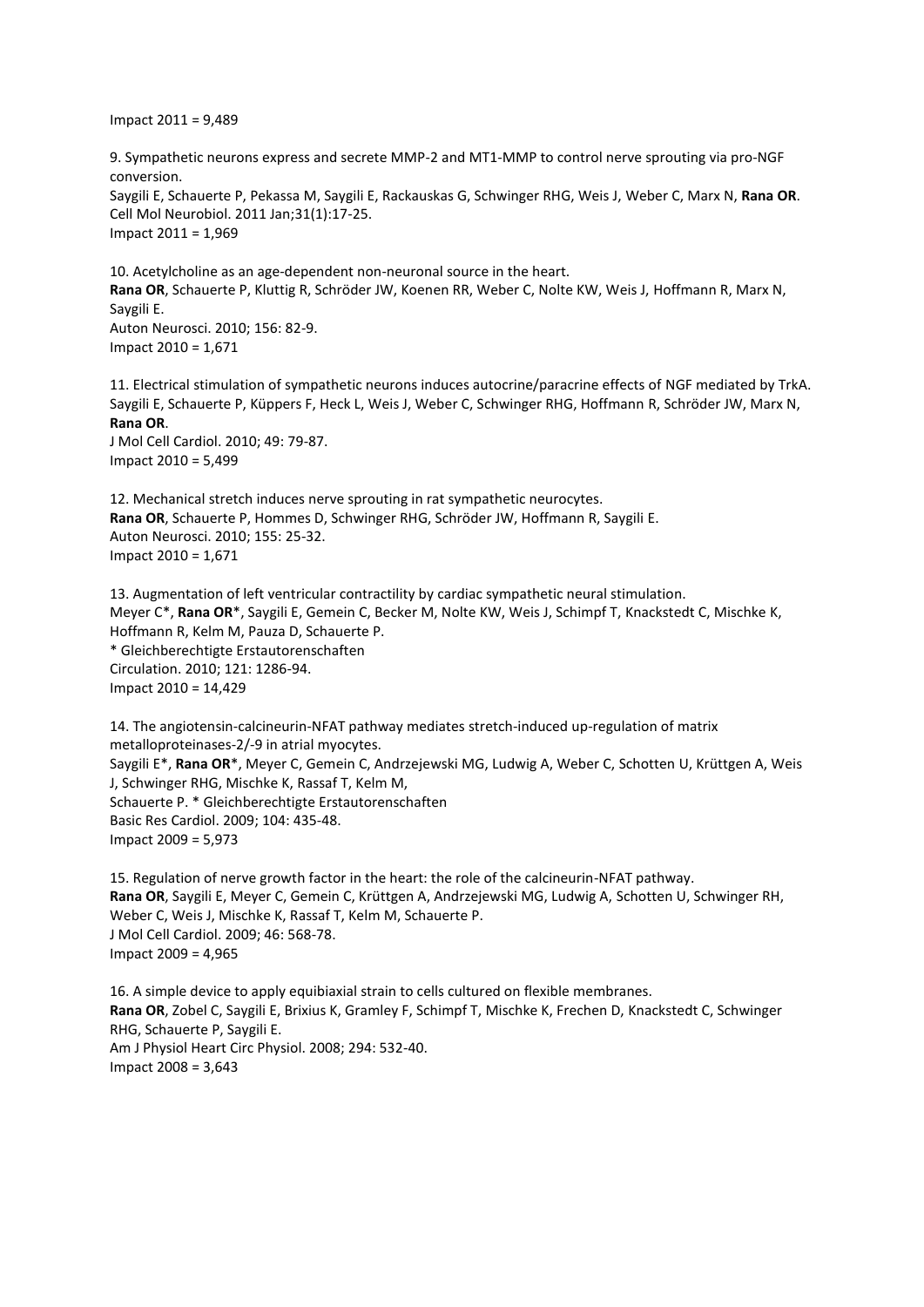Impact 2011 = 9,489

9. Sympathetic neurons express and secrete MMP-2 and MT1-MMP to control nerve sprouting via pro-NGF conversion.
Saygili E, Schauerte P, Pekassa M, Saygili E, Rackauskas G, Schwinger RHG, Weis J, Weber C, Marx N, **Rana OR**.
Cell Mol Neurobiol. 2011 Jan;31(1):17-25.
Impact 2011 = 1,969

10. Acetylcholine as an age-dependent non-neuronal source in the heart.
**Rana OR**, Schauerte P, Kluttig R, Schröder JW, Koenen RR, Weber C, Nolte KW, Weis J, Hoffmann R, Marx N, Saygili E.
Auton Neurosci. 2010; 156: 82-9.
Impact 2010 = 1,671

11. Electrical stimulation of sympathetic neurons induces autocrine/paracrine effects of NGF mediated by TrkA.
Saygili E, Schauerte P, Küppers F, Heck L, Weis J, Weber C, Schwinger RHG, Hoffmann R, Schröder JW, Marx N, **Rana OR**.
J Mol Cell Cardiol. 2010; 49: 79-87.
Impact 2010 = 5,499

12. Mechanical stretch induces nerve sprouting in rat sympathetic neurocytes.
**Rana OR**, Schauerte P, Hommes D, Schwinger RHG, Schröder JW, Hoffmann R, Saygili E.
Auton Neurosci. 2010; 155: 25-32.
Impact 2010 = 1,671

13. Augmentation of left ventricular contractility by cardiac sympathetic neural stimulation.
Meyer C*, **Rana OR***, Saygili E, Gemein C, Becker M, Nolte KW, Weis J, Schimpf T, Knackstedt C, Mischke K, Hoffmann R, Kelm M, Pauza D, Schauerte P.
* Gleichberechtigte Erstautorenschaften
Circulation. 2010; 121: 1286-94.
Impact 2010 = 14,429

14. The angiotensin-calcineurin-NFAT pathway mediates stretch-induced up-regulation of matrix metalloproteinases-2/-9 in atrial myocytes.
Saygili E*, **Rana OR***, Meyer C, Gemein C, Andrzejewski MG, Ludwig A, Weber C, Schotten U, Krüttgen A, Weis J, Schwinger RHG, Mischke K, Rassaf T, Kelm M,
Schauerte P. * Gleichberechtigte Erstautorenschaften
Basic Res Cardiol. 2009; 104: 435-48.
Impact 2009 = 5,973

15. Regulation of nerve growth factor in the heart: the role of the calcineurin-NFAT pathway.
**Rana OR**, Saygili E, Meyer C, Gemein C, Krüttgen A, Andrzejewski MG, Ludwig A, Schotten U, Schwinger RH, Weber C, Weis J, Mischke K, Rassaf T, Kelm M, Schauerte P.
J Mol Cell Cardiol. 2009; 46: 568-78.
Impact 2009 = 4,965

16. A simple device to apply equibiaxial strain to cells cultured on flexible membranes.
**Rana OR**, Zobel C, Saygili E, Brixius K, Gramley F, Schimpf T, Mischke K, Frechen D, Knackstedt C, Schwinger RHG, Schauerte P, Saygili E.
Am J Physiol Heart Circ Physiol. 2008; 294: 532-40.
Impact 2008 = 3,643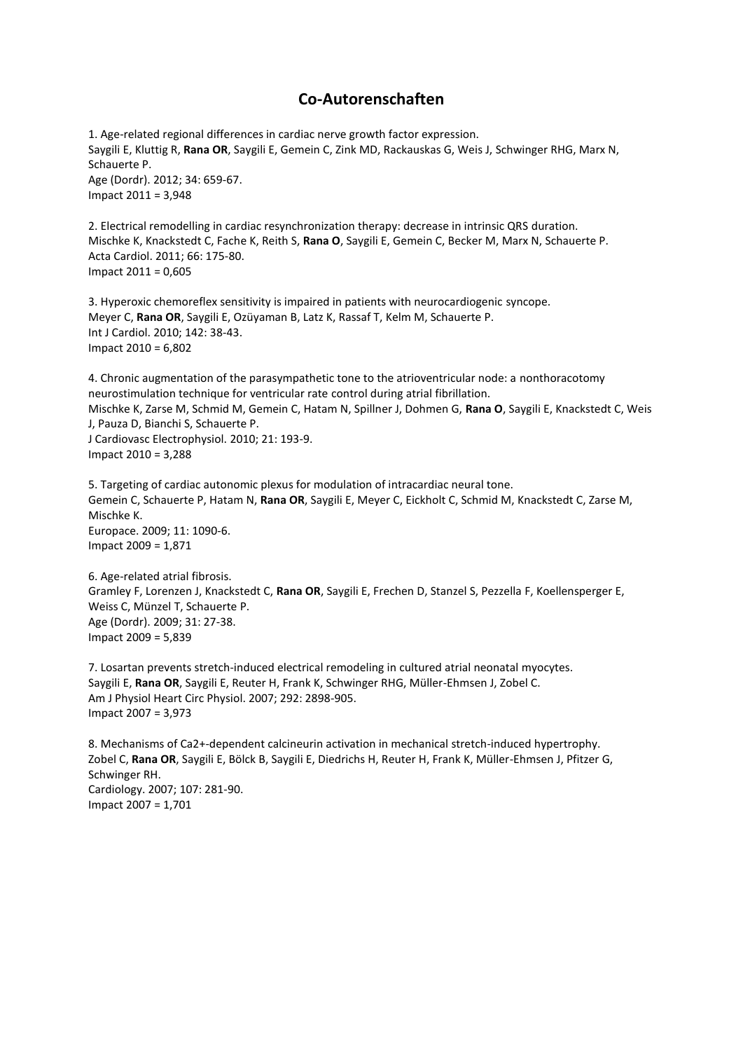# Co-Autorenschaften

1. Age-related regional differences in cardiac nerve growth factor expression.
Saygili E, Kluttig R, **Rana OR**, Saygili E, Gemein C, Zink MD, Rackauskas G, Weis J, Schwinger RHG, Marx N, Schauerte P.
Age (Dordr). 2012; 34: 659-67.
Impact 2011 = 3,948

2. Electrical remodelling in cardiac resynchronization therapy: decrease in intrinsic QRS duration.
Mischke K, Knackstedt C, Fache K, Reith S, **Rana O**, Saygili E, Gemein C, Becker M, Marx N, Schauerte P.
Acta Cardiol. 2011; 66: 175-80.
Impact 2011 = 0,605

3. Hyperoxic chemoreflex sensitivity is impaired in patients with neurocardiogenic syncope.
Meyer C, **Rana OR**, Saygili E, Ozüyaman B, Latz K, Rassaf T, Kelm M, Schauerte P.
Int J Cardiol. 2010; 142: 38-43.
Impact 2010 = 6,802

4. Chronic augmentation of the parasympathetic tone to the atrioventricular node: a nonthoracotomy neurostimulation technique for ventricular rate control during atrial fibrillation.
Mischke K, Zarse M, Schmid M, Gemein C, Hatam N, Spillner J, Dohmen G, **Rana O**, Saygili E, Knackstedt C, Weis J, Pauza D, Bianchi S, Schauerte P.
J Cardiovasc Electrophysiol. 2010; 21: 193-9.
Impact 2010 = 3,288

5. Targeting of cardiac autonomic plexus for modulation of intracardiac neural tone.
Gemein C, Schauerte P, Hatam N, **Rana OR**, Saygili E, Meyer C, Eickholt C, Schmid M, Knackstedt C, Zarse M, Mischke K.
Europace. 2009; 11: 1090-6.
Impact 2009 = 1,871

6. Age-related atrial fibrosis.
Gramley F, Lorenzen J, Knackstedt C, **Rana OR**, Saygili E, Frechen D, Stanzel S, Pezzella F, Koellensperger E, Weiss C, Münzel T, Schauerte P.
Age (Dordr). 2009; 31: 27-38.
Impact 2009 = 5,839

7. Losartan prevents stretch-induced electrical remodeling in cultured atrial neonatal myocytes.
Saygili E, **Rana OR**, Saygili E, Reuter H, Frank K, Schwinger RHG, Müller-Ehmsen J, Zobel C.
Am J Physiol Heart Circ Physiol. 2007; 292: 2898-905.
Impact 2007 = 3,973

8. Mechanisms of Ca2+-dependent calcineurin activation in mechanical stretch-induced hypertrophy.
Zobel C, **Rana OR**, Saygili E, Bölck B, Saygili E, Diedrichs H, Reuter H, Frank K, Müller-Ehmsen J, Pfitzer G, Schwinger RH.
Cardiology. 2007; 107: 281-90.
Impact 2007 = 1,701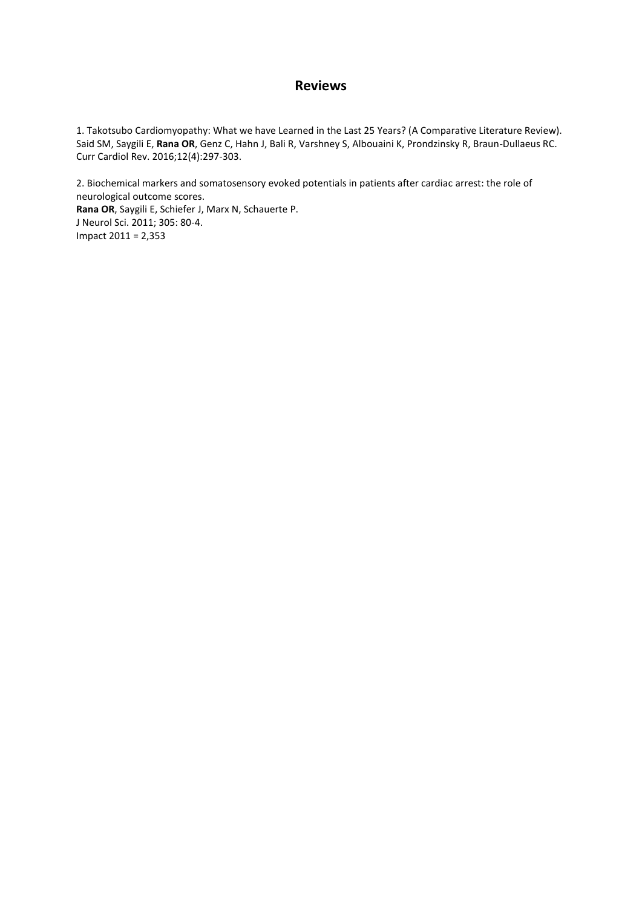## Reviews

1. Takotsubo Cardiomyopathy: What we have Learned in the Last 25 Years? (A Comparative Literature Review). Said SM, Saygili E, **Rana OR**, Genz C, Hahn J, Bali R, Varshney S, Albouaini K, Prondzinsky R, Braun-Dullaeus RC. Curr Cardiol Rev. 2016;12(4):297-303.

2. Biochemical markers and somatosensory evoked potentials in patients after cardiac arrest: the role of neurological outcome scores.
**Rana OR**, Saygili E, Schiefer J, Marx N, Schauerte P.
J Neurol Sci. 2011; 305: 80-4.
Impact 2011 = 2,353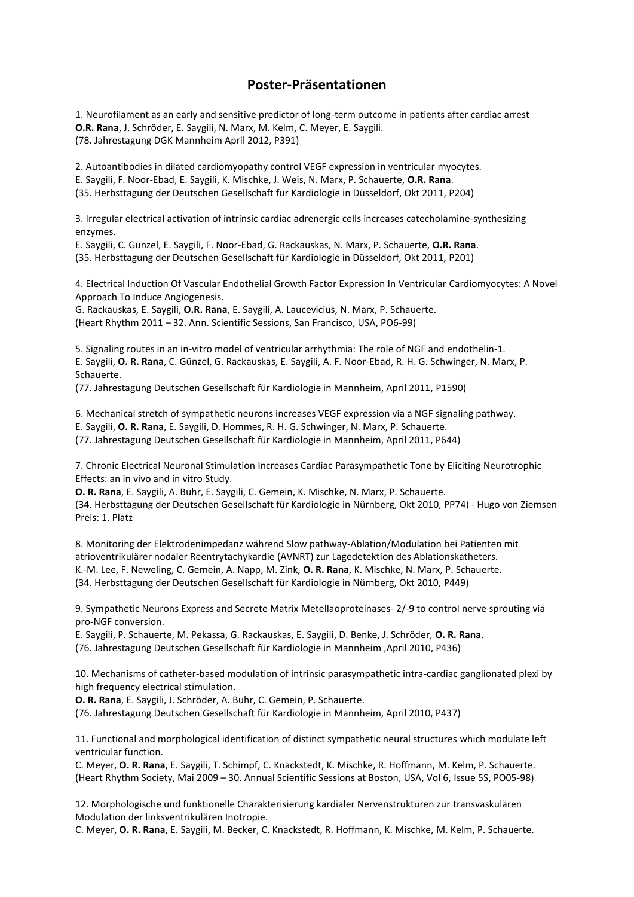## Poster-Präsentationen

1. Neurofilament as an early and sensitive predictor of long-term outcome in patients after cardiac arrest
**O.R. Rana**, J. Schröder, E. Saygili, N. Marx, M. Kelm, C. Meyer, E. Saygili.
(78. Jahrestagung DGK Mannheim April 2012, P391)

2. Autoantibodies in dilated cardiomyopathy control VEGF expression in ventricular myocytes.
E. Saygili, F. Noor-Ebad, E. Saygili, K. Mischke, J. Weis, N. Marx, P. Schauerte, **O.R. Rana**.
(35. Herbsttagung der Deutschen Gesellschaft für Kardiologie in Düsseldorf, Okt 2011, P204)

3. Irregular electrical activation of intrinsic cardiac adrenergic cells increases catecholamine-synthesizing enzymes.
E. Saygili, C. Günzel, E. Saygili, F. Noor-Ebad, G. Rackauskas, N. Marx, P. Schauerte, **O.R. Rana**.
(35. Herbsttagung der Deutschen Gesellschaft für Kardiologie in Düsseldorf, Okt 2011, P201)

4. Electrical Induction Of Vascular Endothelial Growth Factor Expression In Ventricular Cardiomyocytes: A Novel Approach To Induce Angiogenesis.
G. Rackauskas, E. Saygili, **O.R. Rana**, E. Saygili, A. Laucevicius, N. Marx, P. Schauerte.
(Heart Rhythm 2011 – 32. Ann. Scientific Sessions, San Francisco, USA, PO6-99)

5. Signaling routes in an in-vitro model of ventricular arrhythmia: The role of NGF and endothelin-1.
E. Saygili, **O. R. Rana**, C. Günzel, G. Rackauskas, E. Saygili, A. F. Noor-Ebad, R. H. G. Schwinger, N. Marx, P. Schauerte.
(77. Jahrestagung Deutschen Gesellschaft für Kardiologie in Mannheim, April 2011, P1590)

6. Mechanical stretch of sympathetic neurons increases VEGF expression via a NGF signaling pathway.
E. Saygili, **O. R. Rana**, E. Saygili, D. Hommes, R. H. G. Schwinger, N. Marx, P. Schauerte.
(77. Jahrestagung Deutschen Gesellschaft für Kardiologie in Mannheim, April 2011, P644)

7. Chronic Electrical Neuronal Stimulation Increases Cardiac Parasympathetic Tone by Eliciting Neurotrophic Effects: an in vivo and in vitro Study.
**O. R. Rana**, E. Saygili, A. Buhr, E. Saygili, C. Gemein, K. Mischke, N. Marx, P. Schauerte.
(34. Herbsttagung der Deutschen Gesellschaft für Kardiologie in Nürnberg, Okt 2010, PP74) - Hugo von Ziemsen Preis: 1. Platz

8. Monitoring der Elektrodenimpedanz während Slow pathway-Ablation/Modulation bei Patienten mit atrioventrikulärer nodaler Reentrytachykardie (AVNRT) zur Lagedetektion des Ablationskatheters.
K.-M. Lee, F. Neweling, C. Gemein, A. Napp, M. Zink, **O. R. Rana**, K. Mischke, N. Marx, P. Schauerte.
(34. Herbsttagung der Deutschen Gesellschaft für Kardiologie in Nürnberg, Okt 2010, P449)

9. Sympathetic Neurons Express and Secrete Matrix Metellaoproteinases- 2/-9 to control nerve sprouting via pro-NGF conversion.
E. Saygili, P. Schauerte, M. Pekassa, G. Rackauskas, E. Saygili, D. Benke, J. Schröder, **O. R. Rana**.
(76. Jahrestagung Deutschen Gesellschaft für Kardiologie in Mannheim ,April 2010, P436)

10. Mechanisms of catheter-based modulation of intrinsic parasympathetic intra-cardiac ganglionated plexi by high frequency electrical stimulation.
**O. R. Rana**, E. Saygili, J. Schröder, A. Buhr, C. Gemein, P. Schauerte.
(76. Jahrestagung Deutschen Gesellschaft für Kardiologie in Mannheim, April 2010, P437)

11. Functional and morphological identification of distinct sympathetic neural structures which modulate left ventricular function.
C. Meyer, **O. R. Rana**, E. Saygili, T. Schimpf, C. Knackstedt, K. Mischke, R. Hoffmann, M. Kelm, P. Schauerte.
(Heart Rhythm Society, Mai 2009 – 30. Annual Scientific Sessions at Boston, USA, Vol 6, Issue 5S, PO05-98)

12. Morphologische und funktionelle Charakterisierung kardialer Nervenstrukturen zur transvaskulären Modulation der linksventrikulären Inotropie.
C. Meyer, **O. R. Rana**, E. Saygili, M. Becker, C. Knackstedt, R. Hoffmann, K. Mischke, M. Kelm, P. Schauerte.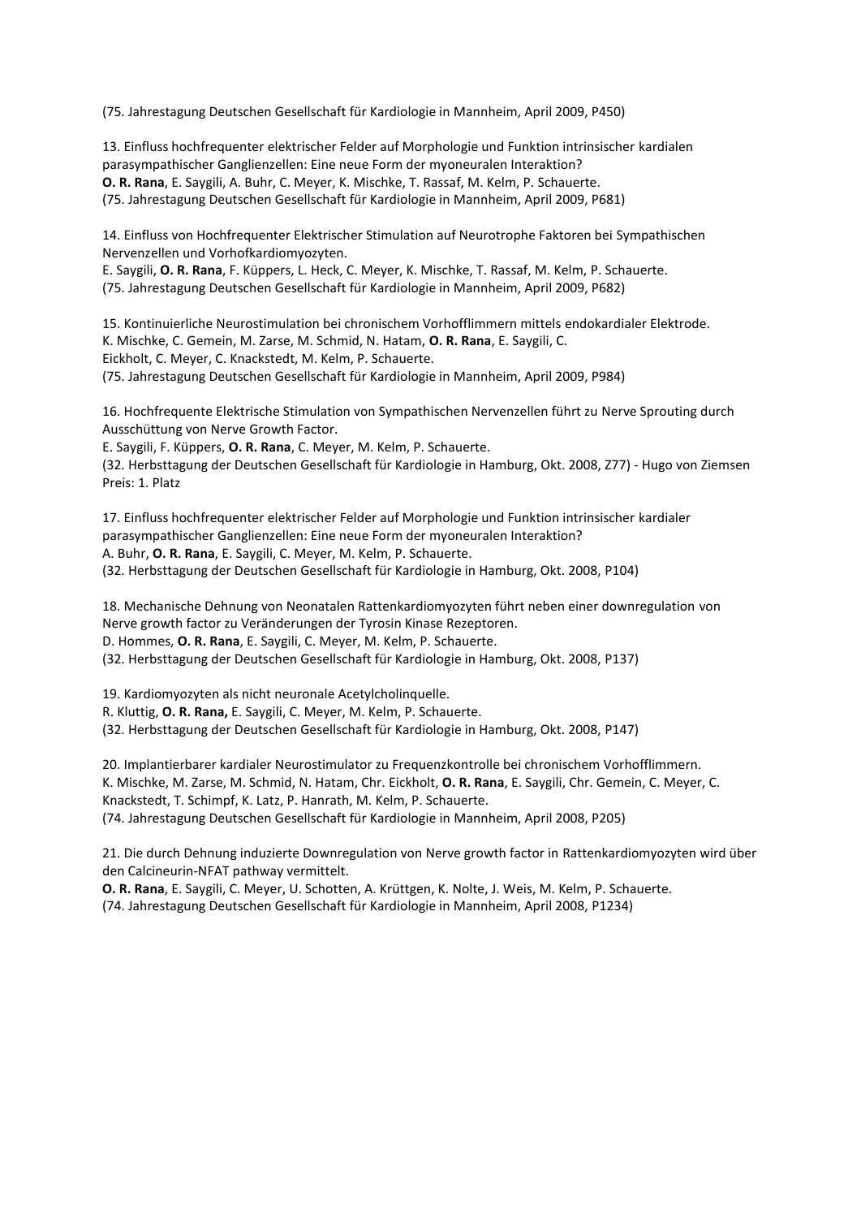(75. Jahrestagung Deutschen Gesellschaft für Kardiologie in Mannheim, April 2009, P450)

13. Einfluss hochfrequenter elektrischer Felder auf Morphologie und Funktion intrinsischer kardialen parasympathischer Ganglienzellen: Eine neue Form der myoneuralen Interaktion?
**O. R. Rana**, E. Saygili, A. Buhr, C. Meyer, K. Mischke, T. Rassaf, M. Kelm, P. Schauerte.
(75. Jahrestagung Deutschen Gesellschaft für Kardiologie in Mannheim, April 2009, P681)

14. Einfluss von Hochfrequenter Elektrischer Stimulation auf Neurotrophe Faktoren bei Sympathischen Nervenzellen und Vorhofkardiomyozyten.
E. Saygili, **O. R. Rana**, F. Küppers, L. Heck, C. Meyer, K. Mischke, T. Rassaf, M. Kelm, P. Schauerte.
(75. Jahrestagung Deutschen Gesellschaft für Kardiologie in Mannheim, April 2009, P682)

15. Kontinuierliche Neurostimulation bei chronischem Vorhofflimmern mittels endokardialer Elektrode.
K. Mischke, C. Gemein, M. Zarse, M. Schmid, N. Hatam, **O. R. Rana**, E. Saygili, C. Eickholt, C. Meyer, C. Knackstedt, M. Kelm, P. Schauerte.
(75. Jahrestagung Deutschen Gesellschaft für Kardiologie in Mannheim, April 2009, P984)

16. Hochfrequente Elektrische Stimulation von Sympathischen Nervenzellen führt zu Nerve Sprouting durch Ausschüttung von Nerve Growth Factor.
E. Saygili, F. Küppers, **O. R. Rana**, C. Meyer, M. Kelm, P. Schauerte.
(32. Herbsttagung der Deutschen Gesellschaft für Kardiologie in Hamburg, Okt. 2008, Z77) - Hugo von Ziemsen Preis: 1. Platz

17. Einfluss hochfrequenter elektrischer Felder auf Morphologie und Funktion intrinsischer kardialer parasympathischer Ganglienzellen: Eine neue Form der myoneuralen Interaktion?
A. Buhr, **O. R. Rana**, E. Saygili, C. Meyer, M. Kelm, P. Schauerte.
(32. Herbsttagung der Deutschen Gesellschaft für Kardiologie in Hamburg, Okt. 2008, P104)

18. Mechanische Dehnung von Neonatalen Rattenkardiomyozyten führt neben einer downregulation von Nerve growth factor zu Veränderungen der Tyrosin Kinase Rezeptoren.
D. Hommes, **O. R. Rana**, E. Saygili, C. Meyer, M. Kelm, P. Schauerte.
(32. Herbsttagung der Deutschen Gesellschaft für Kardiologie in Hamburg, Okt. 2008, P137)

19. Kardiomyozyten als nicht neuronale Acetylcholinquelle.
R. Kluttig, **O. R. Rana,** E. Saygili, C. Meyer, M. Kelm, P. Schauerte.
(32. Herbsttagung der Deutschen Gesellschaft für Kardiologie in Hamburg, Okt. 2008, P147)

20. Implantierbarer kardialer Neurostimulator zu Frequenzkontrolle bei chronischem Vorhofflimmern.
K. Mischke, M. Zarse, M. Schmid, N. Hatam, Chr. Eickholt, **O. R. Rana**, E. Saygili, Chr. Gemein, C. Meyer, C. Knackstedt, T. Schimpf, K. Latz, P. Hanrath, M. Kelm, P. Schauerte.
(74. Jahrestagung Deutschen Gesellschaft für Kardiologie in Mannheim, April 2008, P205)

21. Die durch Dehnung induzierte Downregulation von Nerve growth factor in Rattenkardiomyozyten wird über den Calcineurin-NFAT pathway vermittelt.
**O. R. Rana**, E. Saygili, C. Meyer, U. Schotten, A. Krüttgen, K. Nolte, J. Weis, M. Kelm, P. Schauerte.
(74. Jahrestagung Deutschen Gesellschaft für Kardiologie in Mannheim, April 2008, P1234)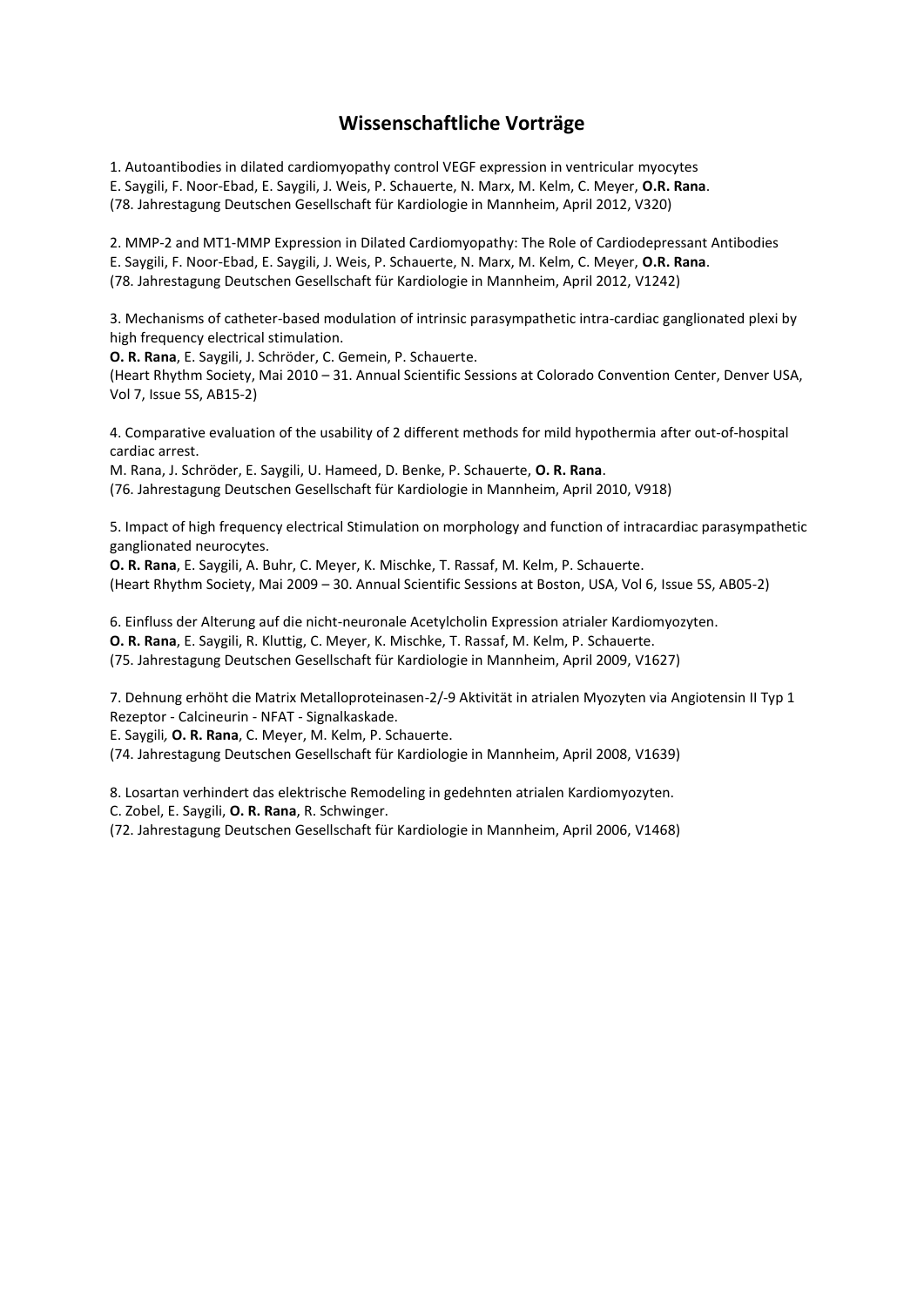## Wissenschaftliche Vorträge

1. Autoantibodies in dilated cardiomyopathy control VEGF expression in ventricular myocytes
E. Saygili, F. Noor-Ebad, E. Saygili, J. Weis, P. Schauerte, N. Marx, M. Kelm, C. Meyer, **O.R. Rana**.
(78. Jahrestagung Deutschen Gesellschaft für Kardiologie in Mannheim, April 2012, V320)

2. MMP-2 and MT1-MMP Expression in Dilated Cardiomyopathy: The Role of Cardiodepressant Antibodies
E. Saygili, F. Noor-Ebad, E. Saygili, J. Weis, P. Schauerte, N. Marx, M. Kelm, C. Meyer, **O.R. Rana**.
(78. Jahrestagung Deutschen Gesellschaft für Kardiologie in Mannheim, April 2012, V1242)

3. Mechanisms of catheter-based modulation of intrinsic parasympathetic intra-cardiac ganglionated plexi by high frequency electrical stimulation.
**O. R. Rana**, E. Saygili, J. Schröder, C. Gemein, P. Schauerte.
(Heart Rhythm Society, Mai 2010 – 31. Annual Scientific Sessions at Colorado Convention Center, Denver USA, Vol 7, Issue 5S, AB15-2)

4. Comparative evaluation of the usability of 2 different methods for mild hypothermia after out-of-hospital cardiac arrest.
M. Rana, J. Schröder, E. Saygili, U. Hameed, D. Benke, P. Schauerte, **O. R. Rana**.
(76. Jahrestagung Deutschen Gesellschaft für Kardiologie in Mannheim, April 2010, V918)

5. Impact of high frequency electrical Stimulation on morphology and function of intracardiac parasympathetic ganglionated neurocytes.
**O. R. Rana**, E. Saygili, A. Buhr, C. Meyer, K. Mischke, T. Rassaf, M. Kelm, P. Schauerte.
(Heart Rhythm Society, Mai 2009 – 30. Annual Scientific Sessions at Boston, USA, Vol 6, Issue 5S, AB05-2)

6. Einfluss der Alterung auf die nicht-neuronale Acetylcholin Expression atrialer Kardiomyozyten.
**O. R. Rana**, E. Saygili, R. Kluttig, C. Meyer, K. Mischke, T. Rassaf, M. Kelm, P. Schauerte.
(75. Jahrestagung Deutschen Gesellschaft für Kardiologie in Mannheim, April 2009, V1627)

7. Dehnung erhöht die Matrix Metalloproteinasen-2/-9 Aktivität in atrialen Myozyten via Angiotensin II Typ 1 Rezeptor - Calcineurin - NFAT - Signalkaskade.
E. Saygili, **O. R. Rana**, C. Meyer, M. Kelm, P. Schauerte.
(74. Jahrestagung Deutschen Gesellschaft für Kardiologie in Mannheim, April 2008, V1639)

8. Losartan verhindert das elektrische Remodeling in gedehnten atrialen Kardiomyozyten.
C. Zobel, E. Saygili, **O. R. Rana**, R. Schwinger.
(72. Jahrestagung Deutschen Gesellschaft für Kardiologie in Mannheim, April 2006, V1468)